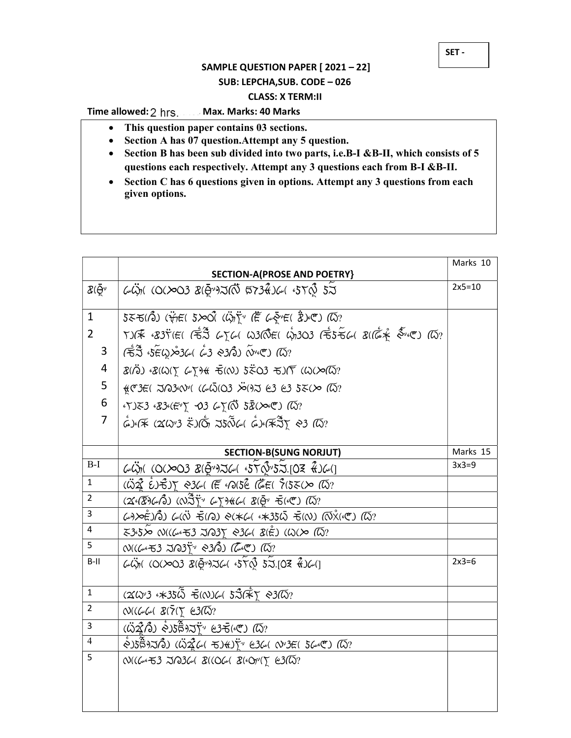SET -

**SAMPLE QUESTION PAPER [ 2021 – 22]**

**SUB: LEPCHA,SUB. CODE – 026**

**CLASS: X TERM:II**

**Time allowed:** 2 hrs. **Max. Marks: 40 Marks**

- **This question paper contains 03 sections.**
- **Section A has 07 question.Attempt any 5 question.**
- **Section B has been sub divided into two parts, i.e.B-I &B-II, which consists of 5 questions each respectively. Attempt any 3 questions each from B-I &B-II.**
- **Section C has 6 questions given in options. Attempt any 3 questions from each given options.**

| | **SECTION-A(PROSE AND POETRY}** | Marks 10 |
|---|---|---|
| | | 2x5=10 |
| 1 | | |
| 2 | | |
| 3 | | |
| 4 | | |
| 5 | | |
| 6 | | |
| 7 | | |
| | **SECTION-B(SUNG NORJUT)** | Marks 15 |
| B-I | | 3x3=9 |
| 1 | | |
| 2 | | |
| 3 | | |
| 4 | | |
| 5 | | |
| B-II | | 2x3=6 |
| 1 | | |
| 2 | | |
| 3 | | |
| 4 | | |
| 5 | | |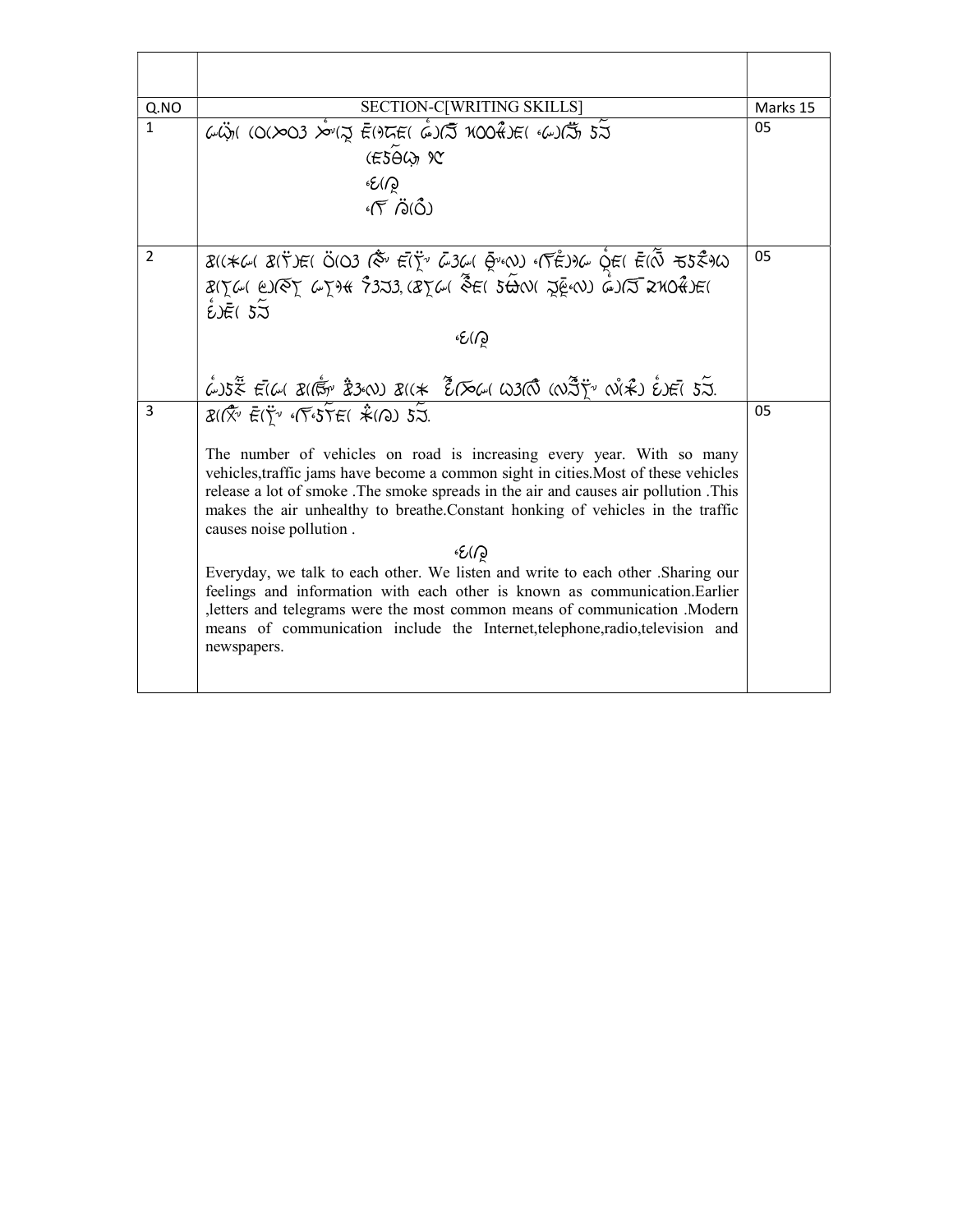| Q.NO | SECTION-C[WRITING SKILLS] | Marks 15 |
| --- | --- | --- |
| 1 | ᕪᕬ( (O(✕O3 ᔕ(ᒍ Ē(ᑯᕮ( ᕪ)ᕮ ꞰOOᕯ)E( ᕪ)ᕮ 5ᕮ<br>(E5ΘᕬᑯC<br>ᕮ(ᑭ<br>ᕮ Ö(Ö) | 05 |
| 2 | ᙖ((✱ᕪ( ᙖ(Ÿ)E( Ö(O3 ᕮ Ē(Ÿ ᕪ3ᕪ( Ō ᕮ) ᕮĖ)ᕪ Ō Ē( Ē(ᕮ ᕮ5ᕮ)ᕪ<br>ᙖ(ᕮᕪ( ᕮ)ᕮ ᕪᕮ)ᕮ ᕮ3ᕮ3, (ᙖᕮᕪ( ᕮE( 5ᕮᕮ( ᕮᕮ) ᕪ)ᕮ ᕮꞰOᕯ)E(<br>ᕮ)Ē( 5ᕮ<br>ᕮ(ᑭ<br>ᕪ)5ᕮ Ē(ᕪ( ᙖ(ᕮ ᕮ3ᕮ) ᙖ((✱ ᕮ(ᕮᕪ( ᕮ3ᕮ ᕮᕮᕮ ᕮ(ᕮ) ᕮ)Ē( 5ᕮ. | 05 |
| 3 | ᙖ(ᕮ Ē(ᕮ ᕮ5ᕮE( ᕮ(ᕮ) 5ᕮ.<br><br>The number of vehicles on road is increasing every year. With so many vehicles,traffic jams have become a common sight in cities.Most of these vehicles release a lot of smoke .The smoke spreads in the air and causes air pollution .This makes the air unhealthy to breathe.Constant honking of vehicles in the traffic causes noise pollution .<br><br>ᕮ(ᑭ<br><br>Everyday, we talk to each other. We listen and write to each other .Sharing our feelings and information with each other is known as communication.Earlier ,letters and telegrams were the most common means of communication .Modern means of communication include the Internet,telephone,radio,television and newspapers. | 05 |